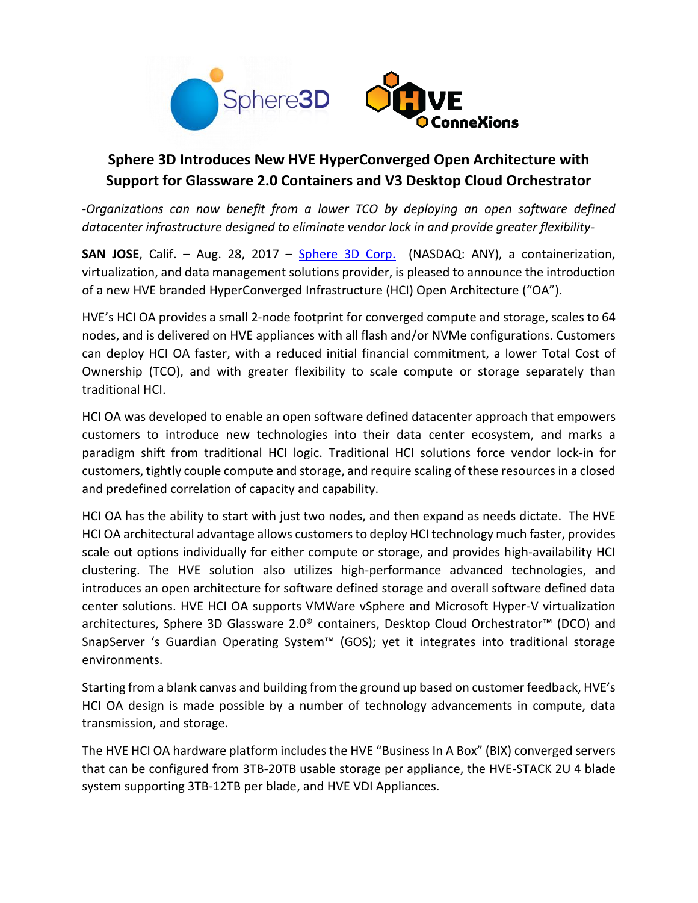# Sphere 3D Introduces New HVE HyperConverged Open Architecture with Support for Glassware 2.0 Containers and V3 Desktop Cloud Orchestrator

*-Organizations can now benefit from a lower TCO by deploying an open software defined datacenter infrastructure designed to eliminate vendor lock in and provide greater flexibility-*

**SAN JOSE**, Calif. – Aug. 28, 2017 – Sphere 3D Corp. (NASDAQ: ANY), a containerization, virtualization, and data management solutions provider, is pleased to announce the introduction of a new HVE branded HyperConverged Infrastructure (HCI) Open Architecture ("OA").

HVE's HCI OA provides a small 2-node footprint for converged compute and storage, scales to 64 nodes, and is delivered on HVE appliances with all flash and/or NVMe configurations. Customers can deploy HCI OA faster, with a reduced initial financial commitment, a lower Total Cost of Ownership (TCO), and with greater flexibility to scale compute or storage separately than traditional HCI.

HCI OA was developed to enable an open software defined datacenter approach that empowers customers to introduce new technologies into their data center ecosystem, and marks a paradigm shift from traditional HCI logic. Traditional HCI solutions force vendor lock-in for customers, tightly couple compute and storage, and require scaling of these resources in a closed and predefined correlation of capacity and capability.

HCI OA has the ability to start with just two nodes, and then expand as needs dictate. The HVE HCI OA architectural advantage allows customers to deploy HCI technology much faster, provides scale out options individually for either compute or storage, and provides high-availability HCI clustering. The HVE solution also utilizes high-performance advanced technologies, and introduces an open architecture for software defined storage and overall software defined data center solutions. HVE HCI OA supports VMWare vSphere and Microsoft Hyper-V virtualization architectures, Sphere 3D Glassware 2.0® containers, Desktop Cloud Orchestrator™ (DCO) and SnapServer 's Guardian Operating System™ (GOS); yet it integrates into traditional storage environments.

Starting from a blank canvas and building from the ground up based on customer feedback, HVE's HCI OA design is made possible by a number of technology advancements in compute, data transmission, and storage.

The HVE HCI OA hardware platform includes the HVE "Business In A Box" (BIX) converged servers that can be configured from 3TB-20TB usable storage per appliance, the HVE-STACK 2U 4 blade system supporting 3TB-12TB per blade, and HVE VDI Appliances.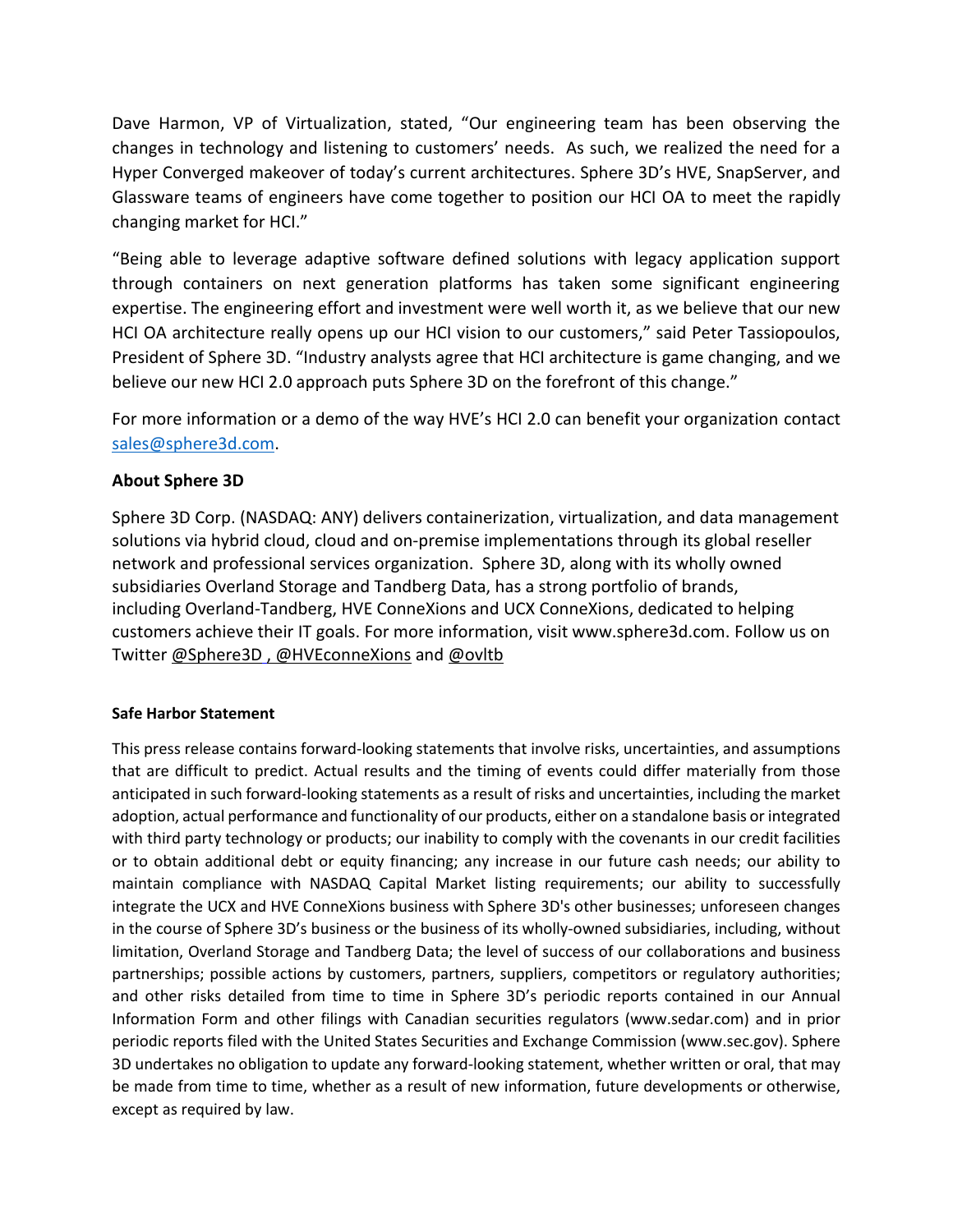Dave Harmon, VP of Virtualization, stated, "Our engineering team has been observing the changes in technology and listening to customers' needs. As such, we realized the need for a Hyper Converged makeover of today's current architectures. Sphere 3D's HVE, SnapServer, and Glassware teams of engineers have come together to position our HCI OA to meet the rapidly changing market for HCI."

"Being able to leverage adaptive software defined solutions with legacy application support through containers on next generation platforms has taken some significant engineering expertise. The engineering effort and investment were well worth it, as we believe that our new HCI OA architecture really opens up our HCI vision to our customers," said Peter Tassiopoulos, President of Sphere 3D. "Industry analysts agree that HCI architecture is game changing, and we believe our new HCI 2.0 approach puts Sphere 3D on the forefront of this change."

For more information or a demo of the way HVE's HCI 2.0 can benefit your organization contact sales@sphere3d.com.

**About Sphere 3D**

Sphere 3D Corp. (NASDAQ: ANY) delivers containerization, virtualization, and data management solutions via hybrid cloud, cloud and on-premise implementations through its global reseller network and professional services organization. Sphere 3D, along with its wholly owned subsidiaries Overland Storage and Tandberg Data, has a strong portfolio of brands, including Overland-Tandberg, HVE ConneXions and UCX ConneXions, dedicated to helping customers achieve their IT goals. For more information, visit www.sphere3d.com. Follow us on Twitter @Sphere3D , @HVEconneXions and @ovltb

**Safe Harbor Statement**

This press release contains forward-looking statements that involve risks, uncertainties, and assumptions that are difficult to predict. Actual results and the timing of events could differ materially from those anticipated in such forward-looking statements as a result of risks and uncertainties, including the market adoption, actual performance and functionality of our products, either on a standalone basis or integrated with third party technology or products; our inability to comply with the covenants in our credit facilities or to obtain additional debt or equity financing; any increase in our future cash needs; our ability to maintain compliance with NASDAQ Capital Market listing requirements; our ability to successfully integrate the UCX and HVE ConneXions business with Sphere 3D's other businesses; unforeseen changes in the course of Sphere 3D's business or the business of its wholly-owned subsidiaries, including, without limitation, Overland Storage and Tandberg Data; the level of success of our collaborations and business partnerships; possible actions by customers, partners, suppliers, competitors or regulatory authorities; and other risks detailed from time to time in Sphere 3D's periodic reports contained in our Annual Information Form and other filings with Canadian securities regulators (www.sedar.com) and in prior periodic reports filed with the United States Securities and Exchange Commission (www.sec.gov). Sphere 3D undertakes no obligation to update any forward-looking statement, whether written or oral, that may be made from time to time, whether as a result of new information, future developments or otherwise, except as required by law.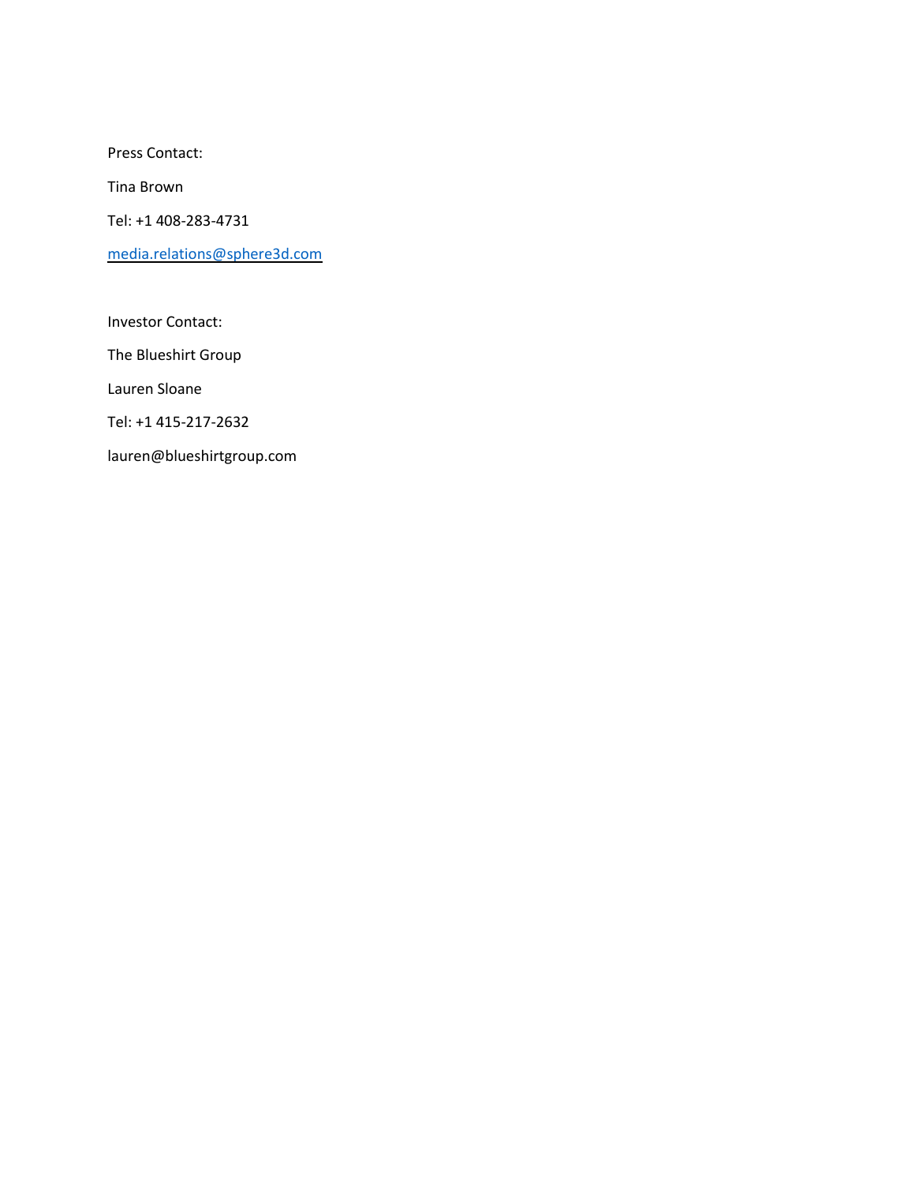Press Contact:

Tina Brown

Tel: +1 408-283-4731

media.relations@sphere3d.com

Investor Contact:

The Blueshirt Group

Lauren Sloane

Tel: +1 415-217-2632

lauren@blueshirtgroup.com